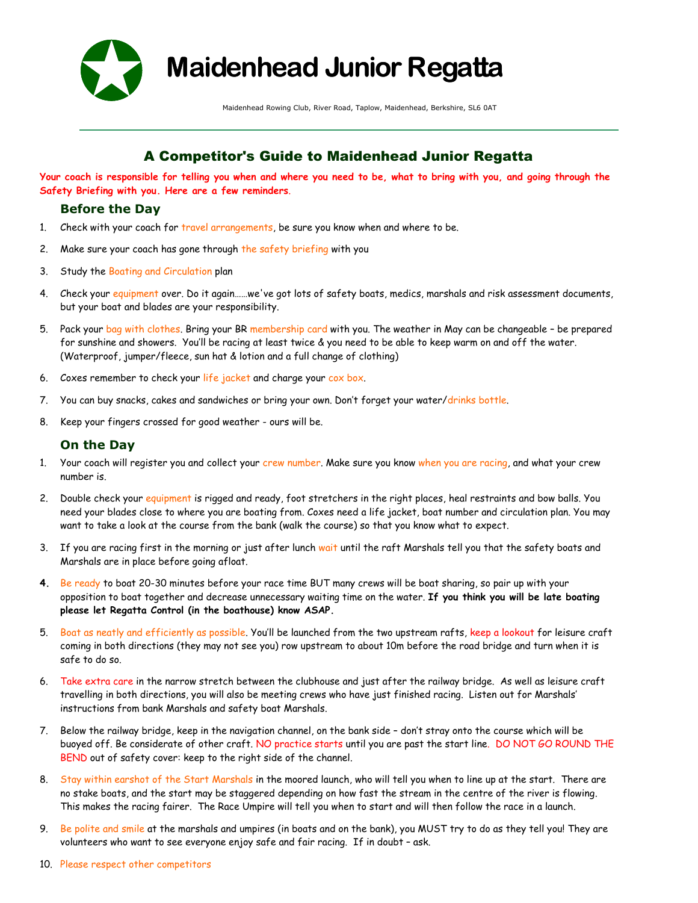# Maidenhead Junior Regatta

Maidenhead Rowing Club, River Road, Taplow, Maidenhead, Berkshire, SL6 0AT

## A Competitor's Guide to Maidenhead Junior Regatta

**Your coach is responsible for telling you when and where you need to be, what to bring with you, and going through the Safety Briefing with you. Here are a few reminders.**

### Before the Day

1. Check with your coach for travel arrangements, be sure you know when and where to be.
2. Make sure your coach has gone through the safety briefing with you
3. Study the Boating and Circulation plan
4. Check your equipment over. Do it again……we've got lots of safety boats, medics, marshals and risk assessment documents, but your boat and blades are your responsibility.
5. Pack your bag with clothes. Bring your BR membership card with you. The weather in May can be changeable – be prepared for sunshine and showers. You'll be racing at least twice & you need to be able to keep warm on and off the water. (Waterproof, jumper/fleece, sun hat & lotion and a full change of clothing)
6. Coxes remember to check your life jacket and charge your cox box.
7. You can buy snacks, cakes and sandwiches or bring your own. Don't forget your water/drinks bottle.
8. Keep your fingers crossed for good weather - ours will be.

### On the Day

1. Your coach will register you and collect your crew number. Make sure you know when you are racing, and what your crew number is.
2. Double check your equipment is rigged and ready, foot stretchers in the right places, heal restraints and bow balls. You need your blades close to where you are boating from. Coxes need a life jacket, boat number and circulation plan. You may want to take a look at the course from the bank (walk the course) so that you know what to expect.
3. If you are racing first in the morning or just after lunch wait until the raft Marshals tell you that the safety boats and Marshals are in place before going afloat.
4. Be ready to boat 20-30 minutes before your race time BUT many crews will be boat sharing, so pair up with your opposition to boat together and decrease unnecessary waiting time on the water. **If you think you will be late boating please let Regatta Control (in the boathouse) know ASAP.**
5. Boat as neatly and efficiently as possible. You'll be launched from the two upstream rafts, keep a lookout for leisure craft coming in both directions (they may not see you) row upstream to about 10m before the road bridge and turn when it is safe to do so.
6. Take extra care in the narrow stretch between the clubhouse and just after the railway bridge. As well as leisure craft travelling in both directions, you will also be meeting crews who have just finished racing. Listen out for Marshals' instructions from bank Marshals and safety boat Marshals.
7. Below the railway bridge, keep in the navigation channel, on the bank side – don't stray onto the course which will be buoyed off. Be considerate of other craft. NO practice starts until you are past the start line. DO NOT GO ROUND THE BEND out of safety cover: keep to the right side of the channel.
8. Stay within earshot of the Start Marshals in the moored launch, who will tell you when to line up at the start. There are no stake boats, and the start may be staggered depending on how fast the stream in the centre of the river is flowing. This makes the racing fairer. The Race Umpire will tell you when to start and will then follow the race in a launch.
9. Be polite and smile at the marshals and umpires (in boats and on the bank), you MUST try to do as they tell you! They are volunteers who want to see everyone enjoy safe and fair racing. If in doubt – ask.
10. Please respect other competitors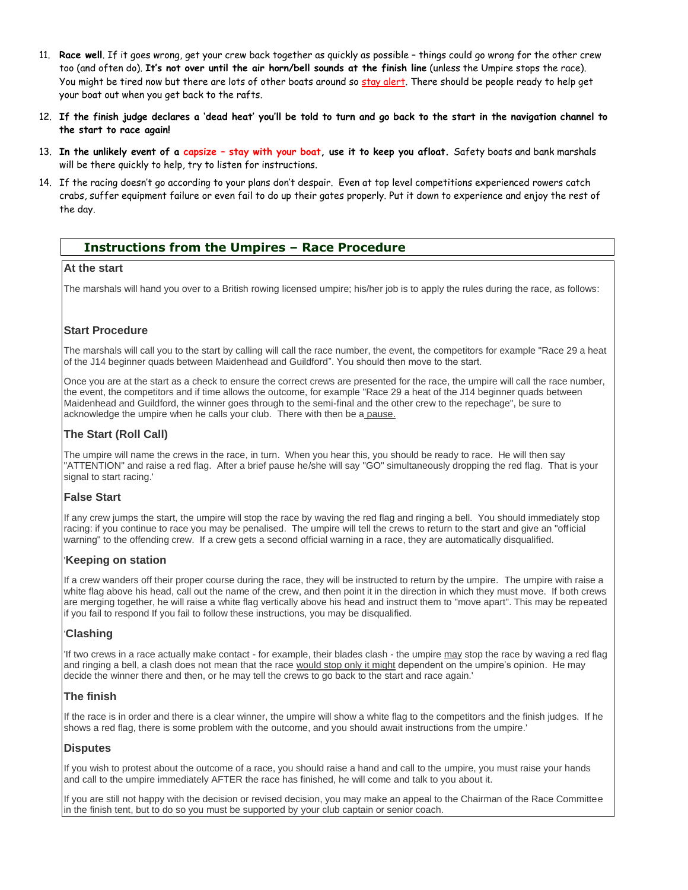11. **Race well**. If it goes wrong, get your crew back together as quickly as possible – things could go wrong for the other crew too (and often do). **It's not over until the air horn/bell sounds at the finish line** (unless the Umpire stops the race). You might be tired now but there are lots of other boats around so stay alert. There should be people ready to help get your boat out when you get back to the rafts.

12. **If the finish judge declares a 'dead heat' you'll be told to turn and go back to the start in the navigation channel to the start to race again!**

13. **In the unlikely event of a capsize – stay with your boat, use it to keep you afloat.** Safety boats and bank marshals will be there quickly to help, try to listen for instructions.

14. If the racing doesn't go according to your plans don't despair. Even at top level competitions experienced rowers catch crabs, suffer equipment failure or even fail to do up their gates properly. Put it down to experience and enjoy the rest of the day.

## Instructions from the Umpires – Race Procedure

### At the start

The marshals will hand you over to a British rowing licensed umpire; his/her job is to apply the rules during the race, as follows:

### Start Procedure

The marshals will call you to the start by calling will call the race number, the event, the competitors for example "Race 29 a heat of the J14 beginner quads between Maidenhead and Guildford". You should then move to the start.

Once you are at the start as a check to ensure the correct crews are presented for the race, the umpire will call the race number, the event, the competitors and if time allows the outcome, for example "Race 29 a heat of the J14 beginner quads between Maidenhead and Guildford, the winner goes through to the semi-final and the other crew to the repechage", be sure to acknowledge the umpire when he calls your club. There with then be a pause.

### The Start (Roll Call)

The umpire will name the crews in the race, in turn. When you hear this, you should be ready to race. He will then say "ATTENTION" and raise a red flag. After a brief pause he/she will say "GO" simultaneously dropping the red flag. That is your signal to start racing.'

### False Start

If any crew jumps the start, the umpire will stop the race by waving the red flag and ringing a bell. You should immediately stop racing: if you continue to race you may be penalised. The umpire will tell the crews to return to the start and give an "official warning" to the offending crew. If a crew gets a second official warning in a race, they are automatically disqualified.

### 'Keeping on station

If a crew wanders off their proper course during the race, they will be instructed to return by the umpire. The umpire with raise a white flag above his head, call out the name of the crew, and then point it in the direction in which they must move. If both crews are merging together, he will raise a white flag vertically above his head and instruct them to "move apart". This may be repeated if you fail to respond If you fail to follow these instructions, you may be disqualified.

### 'Clashing

'If two crews in a race actually make contact - for example, their blades clash - the umpire may stop the race by waving a red flag and ringing a bell, a clash does not mean that the race would stop only it might dependent on the umpire's opinion. He may decide the winner there and then, or he may tell the crews to go back to the start and race again.'

### The finish

If the race is in order and there is a clear winner, the umpire will show a white flag to the competitors and the finish judges. If he shows a red flag, there is some problem with the outcome, and you should await instructions from the umpire.'

### Disputes

If you wish to protest about the outcome of a race, you should raise a hand and call to the umpire, you must raise your hands and call to the umpire immediately AFTER the race has finished, he will come and talk to you about it.

If you are still not happy with the decision or revised decision, you may make an appeal to the Chairman of the Race Committee in the finish tent, but to do so you must be supported by your club captain or senior coach.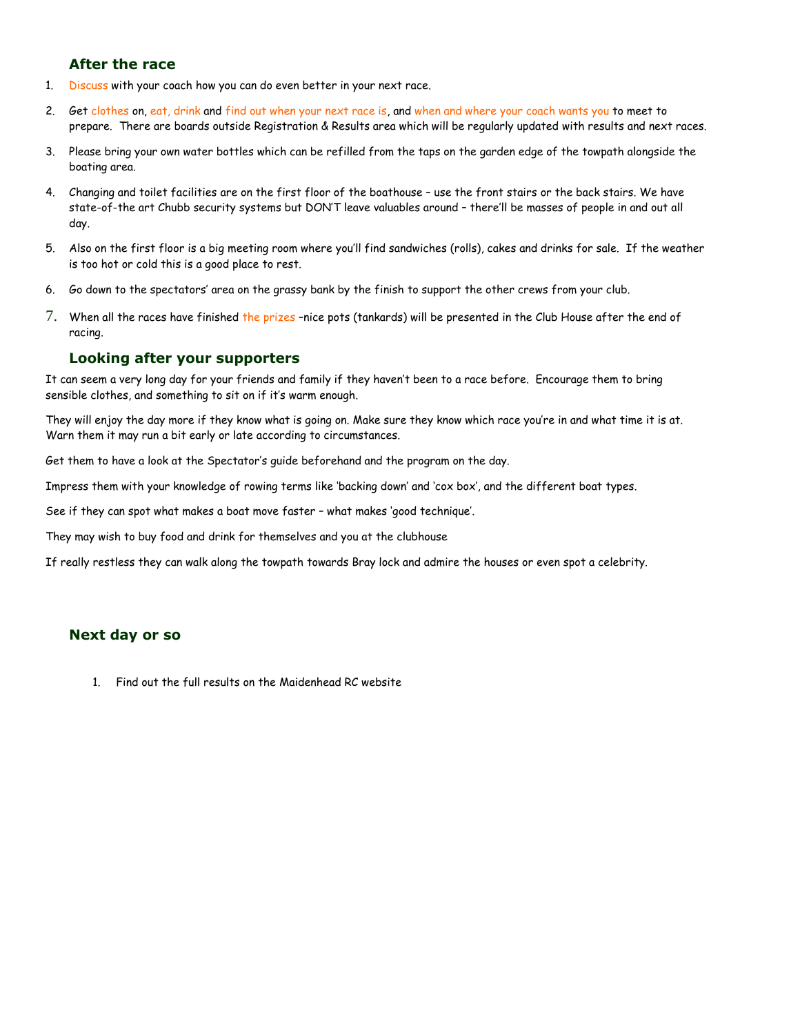### After the race

1. Discuss with your coach how you can do even better in your next race.
2. Get clothes on, eat, drink and find out when your next race is, and when and where your coach wants you to meet to prepare. There are boards outside Registration & Results area which will be regularly updated with results and next races.
3. Please bring your own water bottles which can be refilled from the taps on the garden edge of the towpath alongside the boating area.
4. Changing and toilet facilities are on the first floor of the boathouse – use the front stairs or the back stairs. We have state-of-the art Chubb security systems but DON'T leave valuables around – there'll be masses of people in and out all day.
5. Also on the first floor is a big meeting room where you'll find sandwiches (rolls), cakes and drinks for sale. If the weather is too hot or cold this is a good place to rest.
6. Go down to the spectators' area on the grassy bank by the finish to support the other crews from your club.
7. When all the races have finished the prizes –nice pots (tankards) will be presented in the Club House after the end of racing.

### Looking after your supporters

It can seem a very long day for your friends and family if they haven't been to a race before. Encourage them to bring sensible clothes, and something to sit on if it's warm enough.

They will enjoy the day more if they know what is going on. Make sure they know which race you're in and what time it is at. Warn them it may run a bit early or late according to circumstances.

Get them to have a look at the Spectator's guide beforehand and the program on the day.

Impress them with your knowledge of rowing terms like 'backing down' and 'cox box', and the different boat types.

See if they can spot what makes a boat move faster – what makes 'good technique'.

They may wish to buy food and drink for themselves and you at the clubhouse

If really restless they can walk along the towpath towards Bray lock and admire the houses or even spot a celebrity.

### Next day or so

1. Find out the full results on the Maidenhead RC website